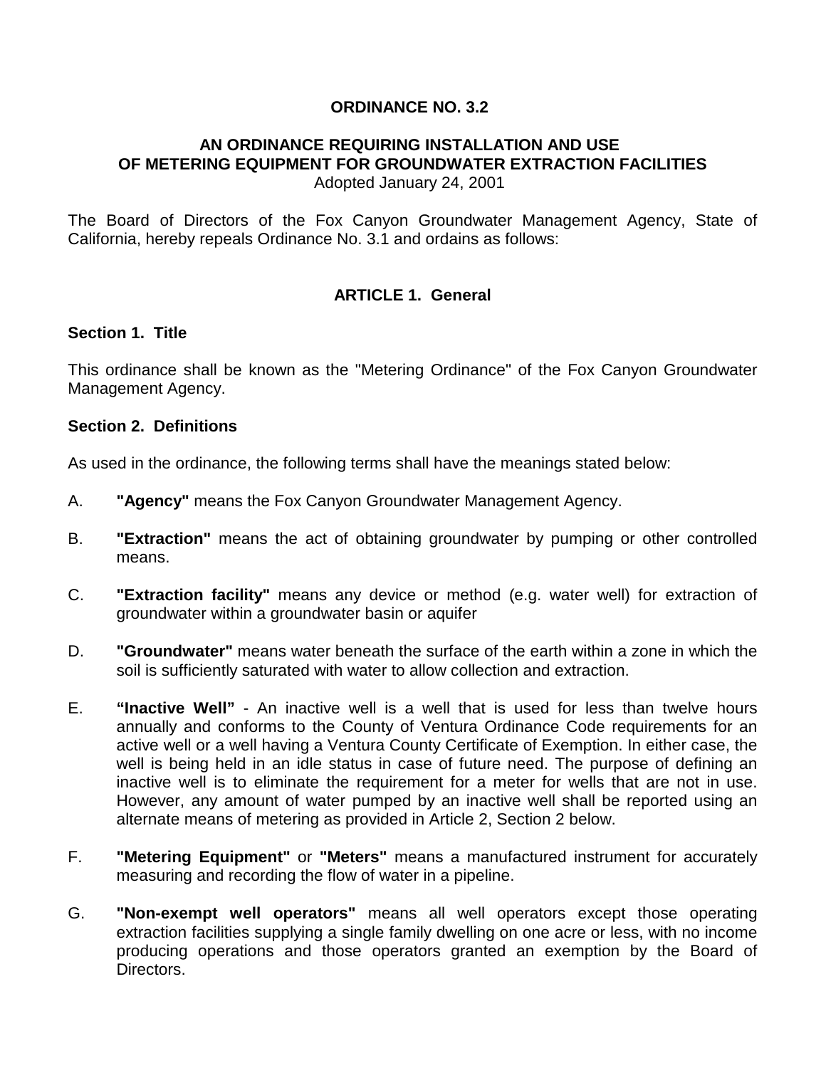# ORDINANCE NO. 3.2

## AN ORDINANCE REQUIRING INSTALLATION AND USE OF METERING EQUIPMENT FOR GROUNDWATER EXTRACTION FACILITIES

Adopted January 24, 2001

The Board of Directors of the Fox Canyon Groundwater Management Agency, State of California, hereby repeals Ordinance No. 3.1 and ordains as follows:

## ARTICLE 1. General

### Section 1. Title

This ordinance shall be known as the "Metering Ordinance" of the Fox Canyon Groundwater Management Agency.

### Section 2. Definitions

As used in the ordinance, the following terms shall have the meanings stated below:

A. **"Agency"** means the Fox Canyon Groundwater Management Agency.

B. **"Extraction"** means the act of obtaining groundwater by pumping or other controlled means.

C. **"Extraction facility"** means any device or method (e.g. water well) for extraction of groundwater within a groundwater basin or aquifer

D. **"Groundwater"** means water beneath the surface of the earth within a zone in which the soil is sufficiently saturated with water to allow collection and extraction.

E. **“Inactive Well”** - An inactive well is a well that is used for less than twelve hours annually and conforms to the County of Ventura Ordinance Code requirements for an active well or a well having a Ventura County Certificate of Exemption. In either case, the well is being held in an idle status in case of future need. The purpose of defining an inactive well is to eliminate the requirement for a meter for wells that are not in use. However, any amount of water pumped by an inactive well shall be reported using an alternate means of metering as provided in Article 2, Section 2 below.

F. **"Metering Equipment"** or **"Meters"** means a manufactured instrument for accurately measuring and recording the flow of water in a pipeline.

G. **"Non-exempt well operators"** means all well operators except those operating extraction facilities supplying a single family dwelling on one acre or less, with no income producing operations and those operators granted an exemption by the Board of Directors.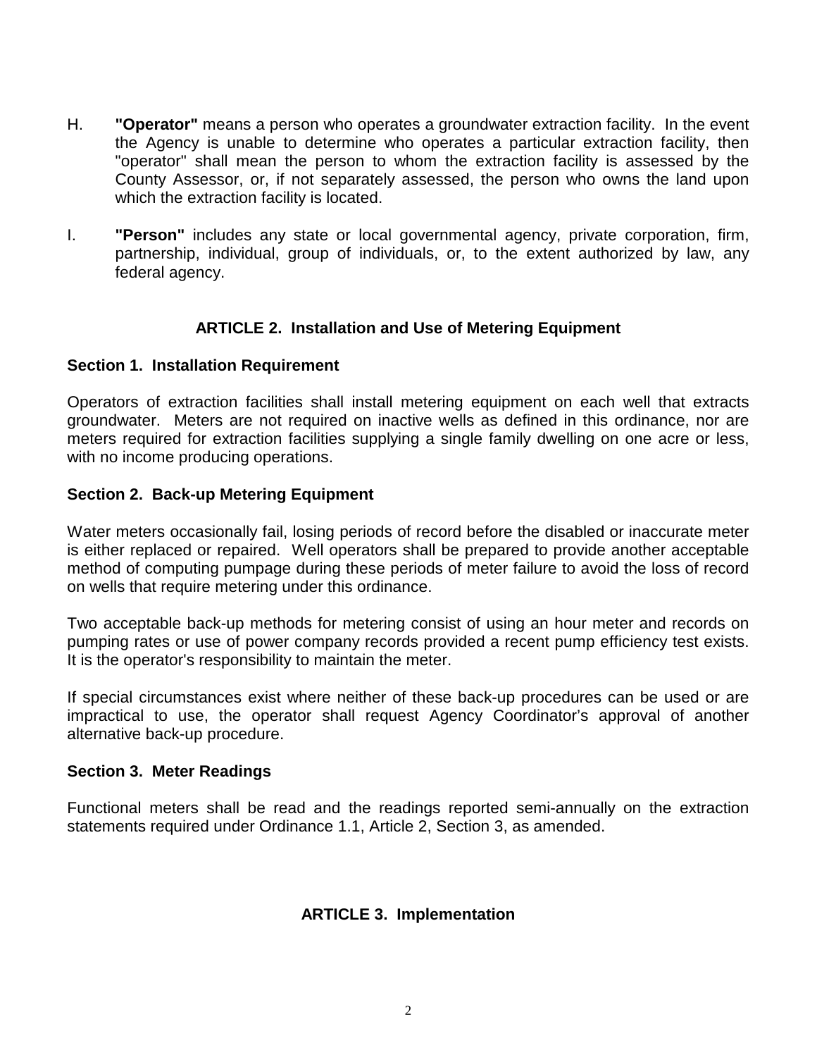H. **"Operator"** means a person who operates a groundwater extraction facility. In the event the Agency is unable to determine who operates a particular extraction facility, then "operator" shall mean the person to whom the extraction facility is assessed by the County Assessor, or, if not separately assessed, the person who owns the land upon which the extraction facility is located.

I. **"Person"** includes any state or local governmental agency, private corporation, firm, partnership, individual, group of individuals, or, to the extent authorized by law, any federal agency.

## ARTICLE 2. Installation and Use of Metering Equipment

### Section 1. Installation Requirement

Operators of extraction facilities shall install metering equipment on each well that extracts groundwater. Meters are not required on inactive wells as defined in this ordinance, nor are meters required for extraction facilities supplying a single family dwelling on one acre or less, with no income producing operations.

### Section 2. Back-up Metering Equipment

Water meters occasionally fail, losing periods of record before the disabled or inaccurate meter is either replaced or repaired. Well operators shall be prepared to provide another acceptable method of computing pumpage during these periods of meter failure to avoid the loss of record on wells that require metering under this ordinance.

Two acceptable back-up methods for metering consist of using an hour meter and records on pumping rates or use of power company records provided a recent pump efficiency test exists. It is the operator's responsibility to maintain the meter.

If special circumstances exist where neither of these back-up procedures can be used or are impractical to use, the operator shall request Agency Coordinator's approval of another alternative back-up procedure.

### Section 3. Meter Readings

Functional meters shall be read and the readings reported semi-annually on the extraction statements required under Ordinance 1.1, Article 2, Section 3, as amended.

## ARTICLE 3. Implementation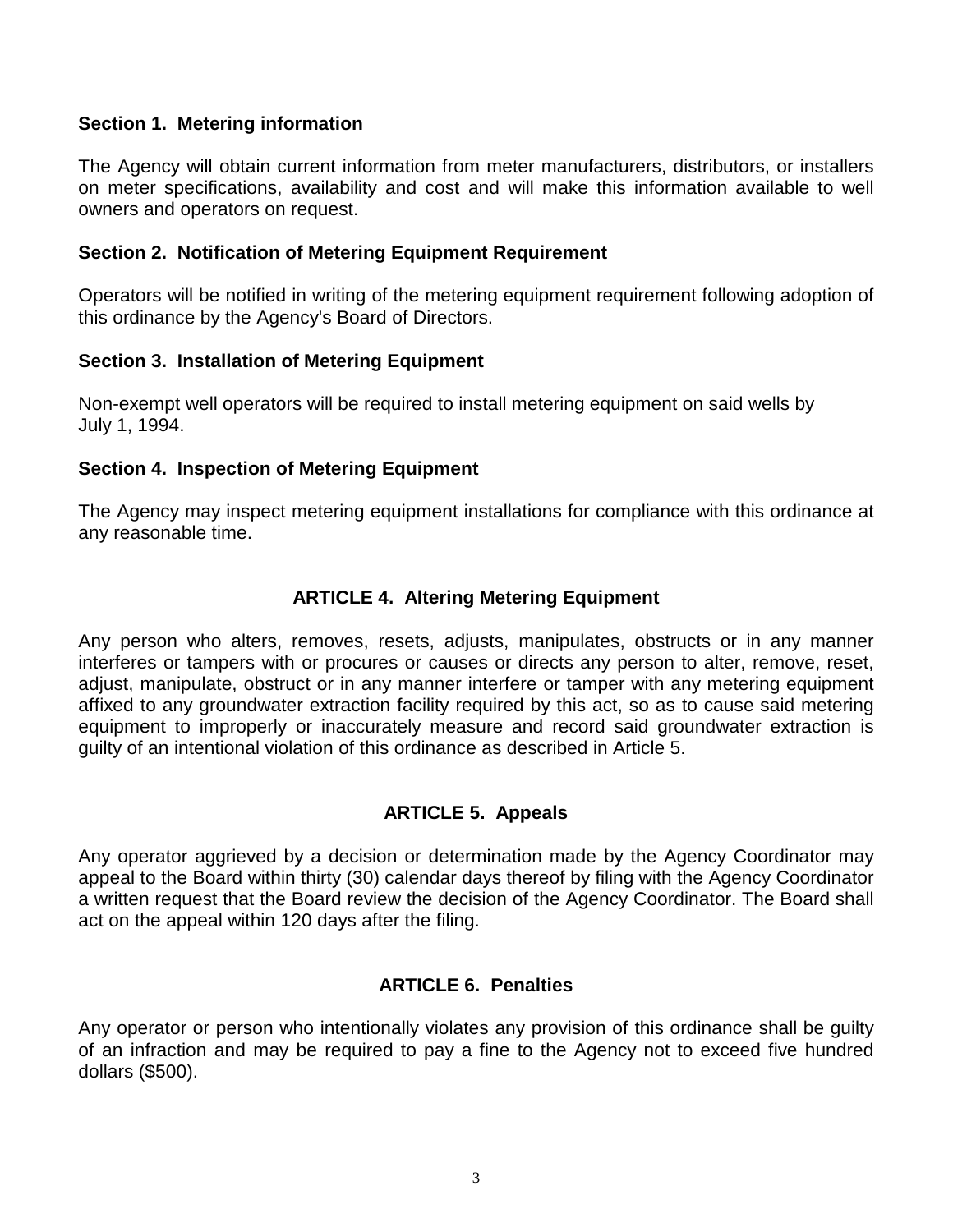### Section 1. Metering information

The Agency will obtain current information from meter manufacturers, distributors, or installers on meter specifications, availability and cost and will make this information available to well owners and operators on request.

### Section 2. Notification of Metering Equipment Requirement

Operators will be notified in writing of the metering equipment requirement following adoption of this ordinance by the Agency's Board of Directors.

### Section 3. Installation of Metering Equipment

Non-exempt well operators will be required to install metering equipment on said wells by July 1, 1994.

### Section 4. Inspection of Metering Equipment

The Agency may inspect metering equipment installations for compliance with this ordinance at any reasonable time.

## ARTICLE 4. Altering Metering Equipment

Any person who alters, removes, resets, adjusts, manipulates, obstructs or in any manner interferes or tampers with or procures or causes or directs any person to alter, remove, reset, adjust, manipulate, obstruct or in any manner interfere or tamper with any metering equipment affixed to any groundwater extraction facility required by this act, so as to cause said metering equipment to improperly or inaccurately measure and record said groundwater extraction is guilty of an intentional violation of this ordinance as described in Article 5.

## ARTICLE 5. Appeals

Any operator aggrieved by a decision or determination made by the Agency Coordinator may appeal to the Board within thirty (30) calendar days thereof by filing with the Agency Coordinator a written request that the Board review the decision of the Agency Coordinator. The Board shall act on the appeal within 120 days after the filing.

## ARTICLE 6. Penalties

Any operator or person who intentionally violates any provision of this ordinance shall be guilty of an infraction and may be required to pay a fine to the Agency not to exceed five hundred dollars ($500).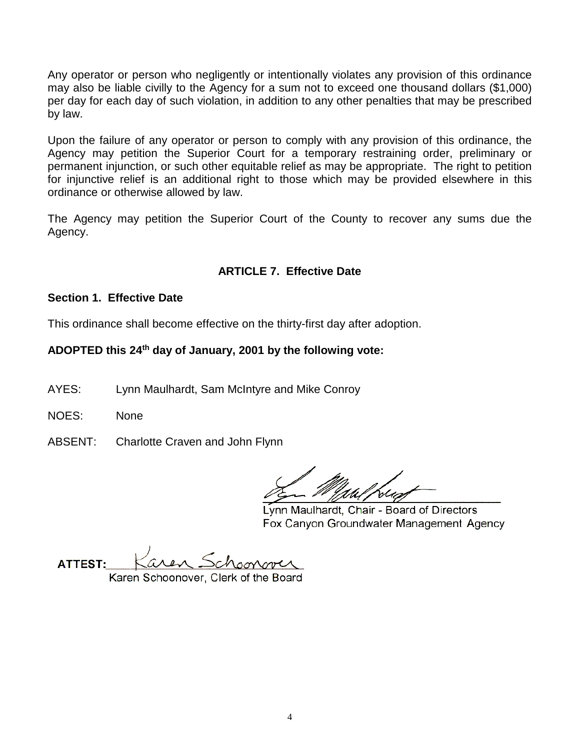Any operator or person who negligently or intentionally violates any provision of this ordinance may also be liable civilly to the Agency for a sum not to exceed one thousand dollars ($1,000) per day for each day of such violation, in addition to any other penalties that may be prescribed by law.

Upon the failure of any operator or person to comply with any provision of this ordinance, the Agency may petition the Superior Court for a temporary restraining order, preliminary or permanent injunction, or such other equitable relief as may be appropriate. The right to petition for injunctive relief is an additional right to those which may be provided elsewhere in this ordinance or otherwise allowed by law.

The Agency may petition the Superior Court of the County to recover any sums due the Agency.

## ARTICLE 7. Effective Date

### Section 1. Effective Date

This ordinance shall become effective on the thirty-first day after adoption.

**ADOPTED this 24th day of January, 2001 by the following vote:**

AYES: Lynn Maulhardt, Sam McIntyre and Mike Conroy

NOES: None

ABSENT: Charlotte Craven and John Flynn

Lynn Maulhardt, Chair - Board of Directors
Fox Canyon Groundwater Management Agency

**ATTEST:** Karen Schoonover
Karen Schoonover, Clerk of the Board